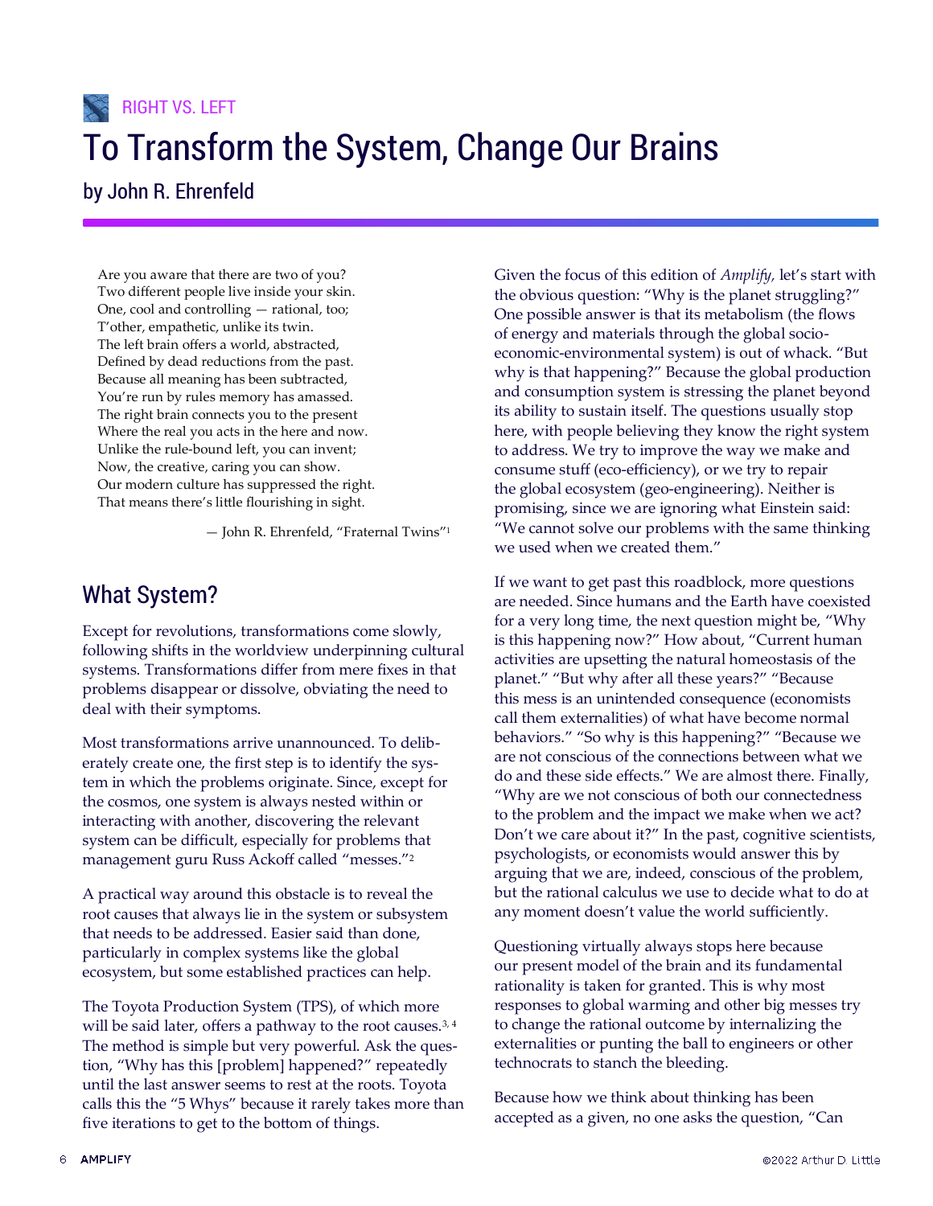RIGHT VS. LEFT

# To Transform the System, Change Our Brains

## by John R. Ehrenfeld

Are you aware that there are two of you?
Two different people live inside your skin.
One, cool and controlling — rational, too;
T'other, empathetic, unlike its twin.
The left brain offers a world, abstracted,
Defined by dead reductions from the past.
Because all meaning has been subtracted,
You're run by rules memory has amassed.
The right brain connects you to the present
Where the real you acts in the here and now.
Unlike the rule-bound left, you can invent;
Now, the creative, caring you can show.
Our modern culture has suppressed the right.
That means there's little flourishing in sight.

— John R. Ehrenfeld, "Fraternal Twins"[1]

## What System?

Except for revolutions, transformations come slowly, following shifts in the worldview underpinning cultural systems. Transformations differ from mere fixes in that problems disappear or dissolve, obviating the need to deal with their symptoms.

Most transformations arrive unannounced. To deliberately create one, the first step is to identify the system in which the problems originate. Since, except for the cosmos, one system is always nested within or interacting with another, discovering the relevant system can be difficult, especially for problems that management guru Russ Ackoff called "messes."[2]

A practical way around this obstacle is to reveal the root causes that always lie in the system or subsystem that needs to be addressed. Easier said than done, particularly in complex systems like the global ecosystem, but some established practices can help.

The Toyota Production System (TPS), of which more will be said later, offers a pathway to the root causes.[3, 4] The method is simple but very powerful. Ask the question, "Why has this [problem] happened?" repeatedly until the last answer seems to rest at the roots. Toyota calls this the "5 Whys" because it rarely takes more than five iterations to get to the bottom of things.

Given the focus of this edition of *Amplify*, let's start with the obvious question: "Why is the planet struggling?" One possible answer is that its metabolism (the flows of energy and materials through the global socio-economic-environmental system) is out of whack. "But why is that happening?" Because the global production and consumption system is stressing the planet beyond its ability to sustain itself. The questions usually stop here, with people believing they know the right system to address. We try to improve the way we make and consume stuff (eco-efficiency), or we try to repair the global ecosystem (geo-engineering). Neither is promising, since we are ignoring what Einstein said: "We cannot solve our problems with the same thinking we used when we created them."

If we want to get past this roadblock, more questions are needed. Since humans and the Earth have coexisted for a very long time, the next question might be, "Why is this happening now?" How about, "Current human activities are upsetting the natural homeostasis of the planet." "But why after all these years?" "Because this mess is an unintended consequence (economists call them externalities) of what have become normal behaviors." "So why is this happening?" "Because we are not conscious of the connections between what we do and these side effects." We are almost there. Finally, "Why are we not conscious of both our connectedness to the problem and the impact we make when we act? Don't we care about it?" In the past, cognitive scientists, psychologists, or economists would answer this by arguing that we are, indeed, conscious of the problem, but the rational calculus we use to decide what to do at any moment doesn't value the world sufficiently.

Questioning virtually always stops here because our present model of the brain and its fundamental rationality is taken for granted. This is why most responses to global warming and other big messes try to change the rational outcome by internalizing the externalities or punting the ball to engineers or other technocrats to stanch the bleeding.

Because how we think about thinking has been accepted as a given, no one asks the question, "Can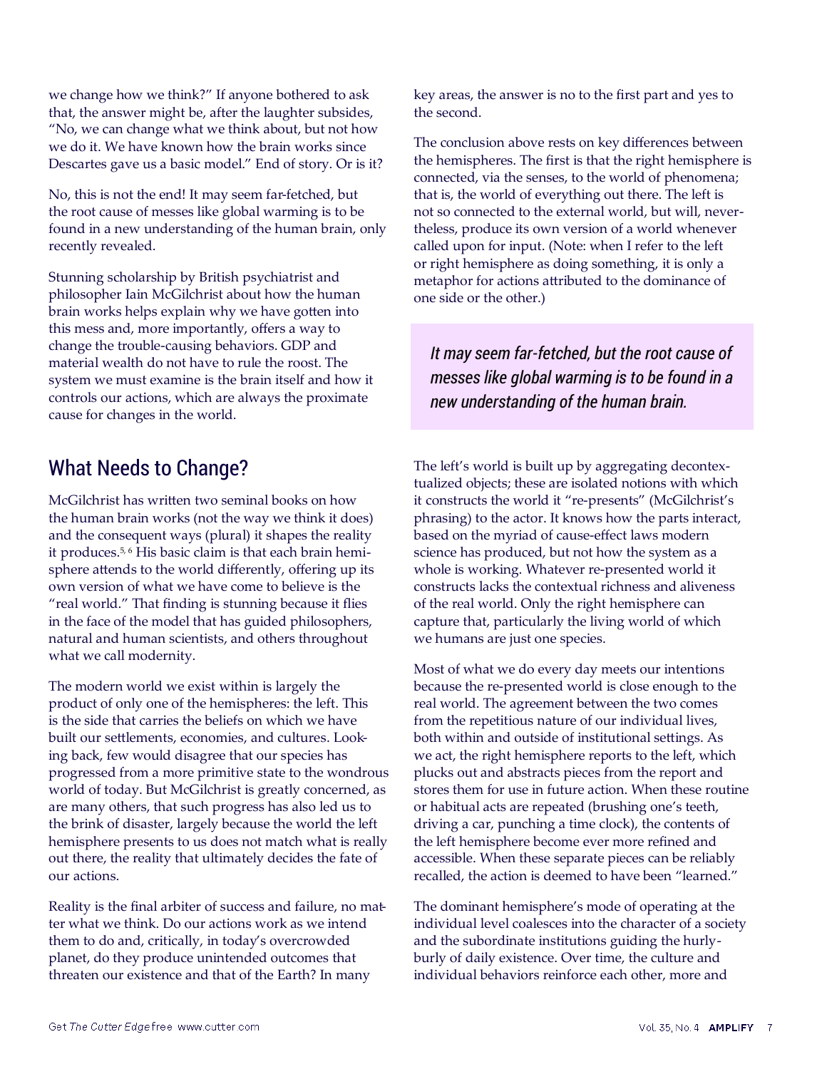we change how we think?" If anyone bothered to ask that, the answer might be, after the laughter subsides, "No, we can change what we think about, but not how we do it. We have known how the brain works since Descartes gave us a basic model." End of story. Or is it?

No, this is not the end! It may seem far-fetched, but the root cause of messes like global warming is to be found in a new understanding of the human brain, only recently revealed.

Stunning scholarship by British psychiatrist and philosopher Iain McGilchrist about how the human brain works helps explain why we have gotten into this mess and, more importantly, offers a way to change the trouble-causing behaviors. GDP and material wealth do not have to rule the roost. The system we must examine is the brain itself and how it controls our actions, which are always the proximate cause for changes in the world.

## What Needs to Change?

McGilchrist has written two seminal books on how the human brain works (not the way we think it does) and the consequent ways (plural) it shapes the reality it produces.[5, 6] His basic claim is that each brain hemisphere attends to the world differently, offering up its own version of what we have come to believe is the "real world." That finding is stunning because it flies in the face of the model that has guided philosophers, natural and human scientists, and others throughout what we call modernity.

The modern world we exist within is largely the product of only one of the hemispheres: the left. This is the side that carries the beliefs on which we have built our settlements, economies, and cultures. Looking back, few would disagree that our species has progressed from a more primitive state to the wondrous world of today. But McGilchrist is greatly concerned, as are many others, that such progress has also led us to the brink of disaster, largely because the world the left hemisphere presents to us does not match what is really out there, the reality that ultimately decides the fate of our actions.

Reality is the final arbiter of success and failure, no matter what we think. Do our actions work as we intend them to do and, critically, in today's overcrowded planet, do they produce unintended outcomes that threaten our existence and that of the Earth? In many key areas, the answer is no to the first part and yes to the second.

The conclusion above rests on key differences between the hemispheres. The first is that the right hemisphere is connected, via the senses, to the world of phenomena; that is, the world of everything out there. The left is not so connected to the external world, but will, nevertheless, produce its own version of a world whenever called upon for input. (Note: when I refer to the left or right hemisphere as doing something, it is only a metaphor for actions attributed to the dominance of one side or the other.)

> *It may seem far-fetched, but the root cause of messes like global warming is to be found in a new understanding of the human brain.*

The left's world is built up by aggregating decontextualized objects; these are isolated notions with which it constructs the world it "re-presents" (McGilchrist's phrasing) to the actor. It knows how the parts interact, based on the myriad of cause-effect laws modern science has produced, but not how the system as a whole is working. Whatever re-presented world it constructs lacks the contextual richness and aliveness of the real world. Only the right hemisphere can capture that, particularly the living world of which we humans are just one species.

Most of what we do every day meets our intentions because the re-presented world is close enough to the real world. The agreement between the two comes from the repetitious nature of our individual lives, both within and outside of institutional settings. As we act, the right hemisphere reports to the left, which plucks out and abstracts pieces from the report and stores them for use in future action. When these routine or habitual acts are repeated (brushing one's teeth, driving a car, punching a time clock), the contents of the left hemisphere become ever more refined and accessible. When these separate pieces can be reliably recalled, the action is deemed to have been "learned."

The dominant hemisphere's mode of operating at the individual level coalesces into the character of a society and the subordinate institutions guiding the hurly-burly of daily existence. Over time, the culture and individual behaviors reinforce each other, more and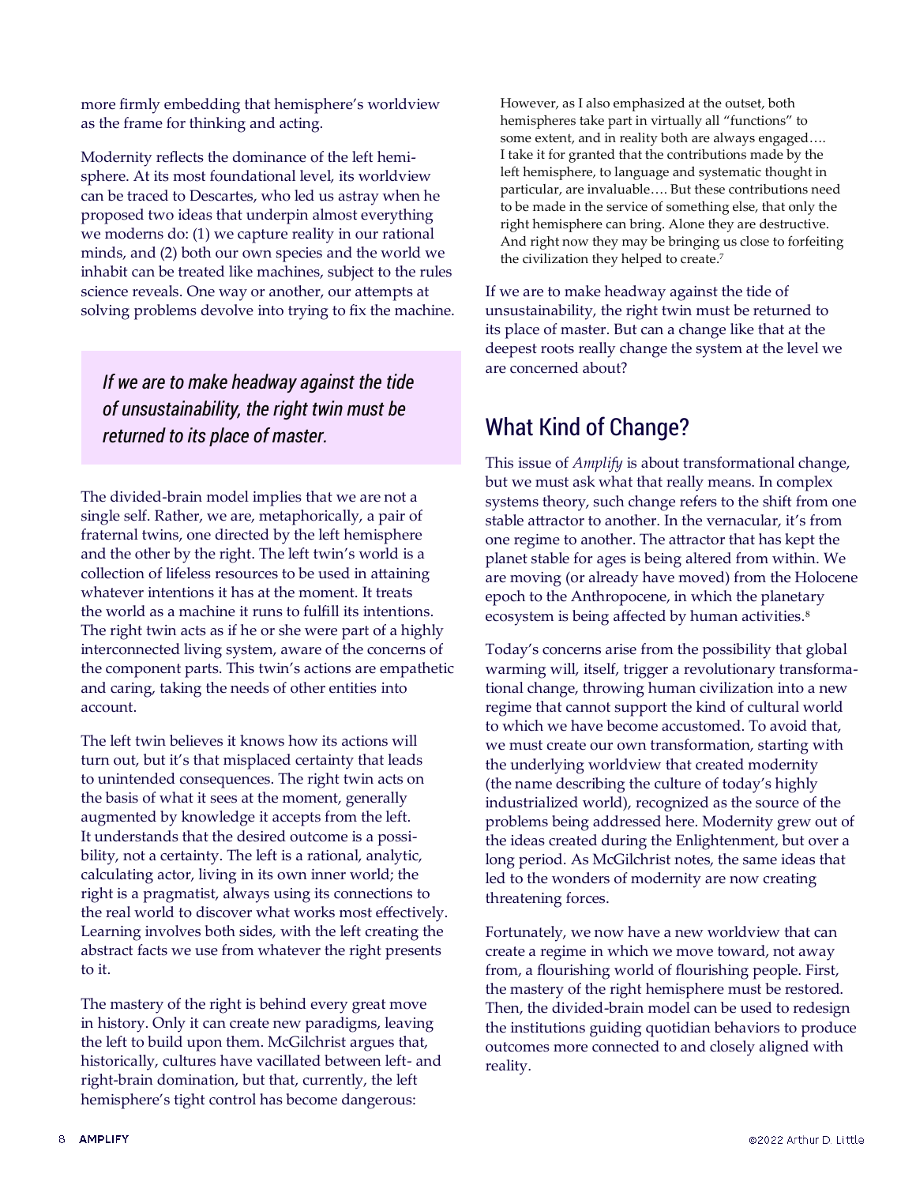more firmly embedding that hemisphere's worldview as the frame for thinking and acting.

Modernity reflects the dominance of the left hemisphere. At its most foundational level, its worldview can be traced to Descartes, who led us astray when he proposed two ideas that underpin almost everything we moderns do: (1) we capture reality in our rational minds, and (2) both our own species and the world we inhabit can be treated like machines, subject to the rules science reveals. One way or another, our attempts at solving problems devolve into trying to fix the machine.

> *If we are to make headway against the tide of unsustainability, the right twin must be returned to its place of master.*

The divided-brain model implies that we are not a single self. Rather, we are, metaphorically, a pair of fraternal twins, one directed by the left hemisphere and the other by the right. The left twin's world is a collection of lifeless resources to be used in attaining whatever intentions it has at the moment. It treats the world as a machine it runs to fulfill its intentions. The right twin acts as if he or she were part of a highly interconnected living system, aware of the concerns of the component parts. This twin's actions are empathetic and caring, taking the needs of other entities into account.

The left twin believes it knows how its actions will turn out, but it's that misplaced certainty that leads to unintended consequences. The right twin acts on the basis of what it sees at the moment, generally augmented by knowledge it accepts from the left. It understands that the desired outcome is a possibility, not a certainty. The left is a rational, analytic, calculating actor, living in its own inner world; the right is a pragmatist, always using its connections to the real world to discover what works most effectively. Learning involves both sides, with the left creating the abstract facts we use from whatever the right presents to it.

The mastery of the right is behind every great move in history. Only it can create new paradigms, leaving the left to build upon them. McGilchrist argues that, historically, cultures have vacillated between left- and right-brain domination, but that, currently, the left hemisphere's tight control has become dangerous:

> However, as I also emphasized at the outset, both hemispheres take part in virtually all "functions" to some extent, and in reality both are always engaged…. I take it for granted that the contributions made by the left hemisphere, to language and systematic thought in particular, are invaluable…. But these contributions need to be made in the service of something else, that only the right hemisphere can bring. Alone they are destructive. And right now they may be bringing us close to forfeiting the civilization they helped to create.[7]

If we are to make headway against the tide of unsustainability, the right twin must be returned to its place of master. But can a change like that at the deepest roots really change the system at the level we are concerned about?

## What Kind of Change?

This issue of *Amplify* is about transformational change, but we must ask what that really means. In complex systems theory, such change refers to the shift from one stable attractor to another. In the vernacular, it's from one regime to another. The attractor that has kept the planet stable for ages is being altered from within. We are moving (or already have moved) from the Holocene epoch to the Anthropocene, in which the planetary ecosystem is being affected by human activities.[8]

Today's concerns arise from the possibility that global warming will, itself, trigger a revolutionary transformational change, throwing human civilization into a new regime that cannot support the kind of cultural world to which we have become accustomed. To avoid that, we must create our own transformation, starting with the underlying worldview that created modernity (the name describing the culture of today's highly industrialized world), recognized as the source of the problems being addressed here. Modernity grew out of the ideas created during the Enlightenment, but over a long period. As McGilchrist notes, the same ideas that led to the wonders of modernity are now creating threatening forces.

Fortunately, we now have a new worldview that can create a regime in which we move toward, not away from, a flourishing world of flourishing people. First, the mastery of the right hemisphere must be restored. Then, the divided-brain model can be used to redesign the institutions guiding quotidian behaviors to produce outcomes more connected to and closely aligned with reality.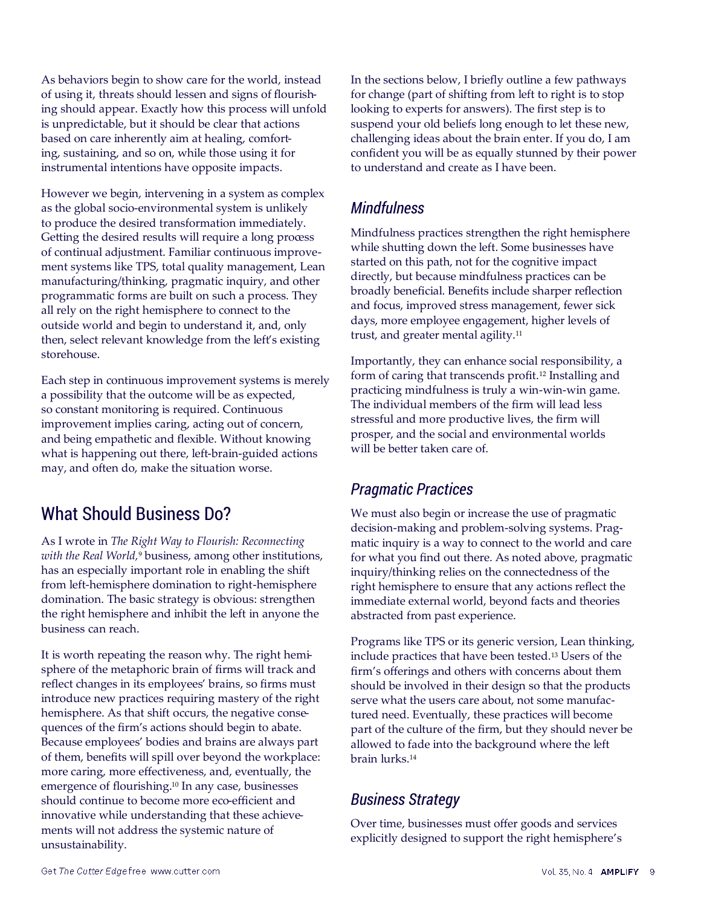As behaviors begin to show care for the world, instead of using it, threats should lessen and signs of flourishing should appear. Exactly how this process will unfold is unpredictable, but it should be clear that actions based on care inherently aim at healing, comforting, sustaining, and so on, while those using it for instrumental intentions have opposite impacts.

However we begin, intervening in a system as complex as the global socio-environmental system is unlikely to produce the desired transformation immediately. Getting the desired results will require a long process of continual adjustment. Familiar continuous improvement systems like TPS, total quality management, Lean manufacturing/thinking, pragmatic inquiry, and other programmatic forms are built on such a process. They all rely on the right hemisphere to connect to the outside world and begin to understand it, and, only then, select relevant knowledge from the left's existing storehouse.

Each step in continuous improvement systems is merely a possibility that the outcome will be as expected, so constant monitoring is required. Continuous improvement implies caring, acting out of concern, and being empathetic and flexible. Without knowing what is happening out there, left-brain-guided actions may, and often do, make the situation worse.

## What Should Business Do?

As I wrote in *The Right Way to Flourish: Reconnecting with the Real World*,[9] business, among other institutions, has an especially important role in enabling the shift from left-hemisphere domination to right-hemisphere domination. The basic strategy is obvious: strengthen the right hemisphere and inhibit the left in anyone the business can reach.

It is worth repeating the reason why. The right hemisphere of the metaphoric brain of firms will track and reflect changes in its employees' brains, so firms must introduce new practices requiring mastery of the right hemisphere. As that shift occurs, the negative consequences of the firm's actions should begin to abate. Because employees' bodies and brains are always part of them, benefits will spill over beyond the workplace: more caring, more effectiveness, and, eventually, the emergence of flourishing.[10] In any case, businesses should continue to become more eco-efficient and innovative while understanding that these achievements will not address the systemic nature of unsustainability.

In the sections below, I briefly outline a few pathways for change (part of shifting from left to right is to stop looking to experts for answers). The first step is to suspend your old beliefs long enough to let these new, challenging ideas about the brain enter. If you do, I am confident you will be as equally stunned by their power to understand and create as I have been.

### *Mindfulness*

Mindfulness practices strengthen the right hemisphere while shutting down the left. Some businesses have started on this path, not for the cognitive impact directly, but because mindfulness practices can be broadly beneficial. Benefits include sharper reflection and focus, improved stress management, fewer sick days, more employee engagement, higher levels of trust, and greater mental agility.[11]

Importantly, they can enhance social responsibility, a form of caring that transcends profit.[12] Installing and practicing mindfulness is truly a win-win-win game. The individual members of the firm will lead less stressful and more productive lives, the firm will prosper, and the social and environmental worlds will be better taken care of.

### *Pragmatic Practices*

We must also begin or increase the use of pragmatic decision-making and problem-solving systems. Pragmatic inquiry is a way to connect to the world and care for what you find out there. As noted above, pragmatic inquiry/thinking relies on the connectedness of the right hemisphere to ensure that any actions reflect the immediate external world, beyond facts and theories abstracted from past experience.

Programs like TPS or its generic version, Lean thinking, include practices that have been tested.[13] Users of the firm's offerings and others with concerns about them should be involved in their design so that the products serve what the users care about, not some manufactured need. Eventually, these practices will become part of the culture of the firm, but they should never be allowed to fade into the background where the left brain lurks.[14]

### *Business Strategy*

Over time, businesses must offer goods and services explicitly designed to support the right hemisphere's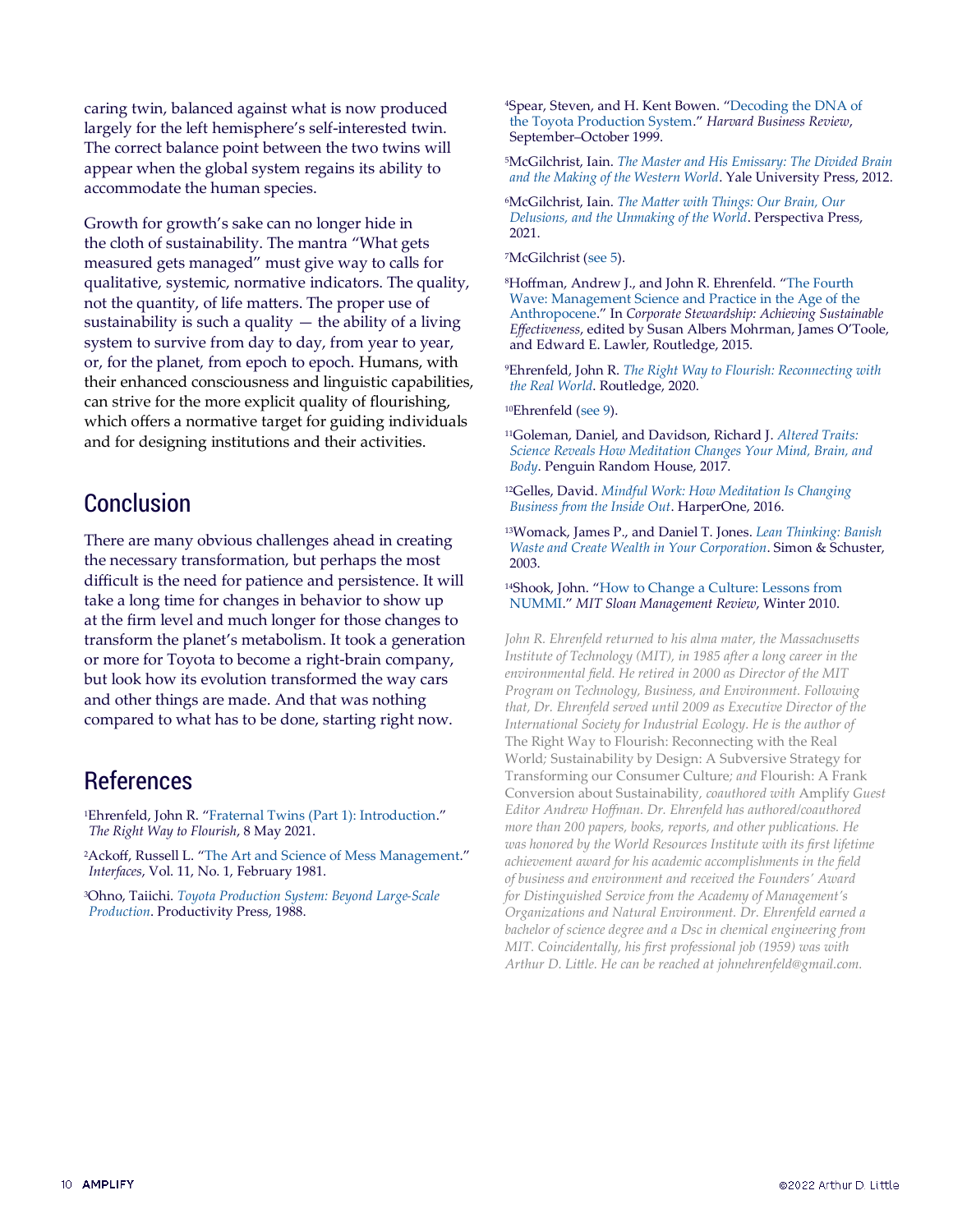caring twin, balanced against what is now produced largely for the left hemisphere's self-interested twin. The correct balance point between the two twins will appear when the global system regains its ability to accommodate the human species.

Growth for growth's sake can no longer hide in the cloth of sustainability. The mantra "What gets measured gets managed" must give way to calls for qualitative, systemic, normative indicators. The quality, not the quantity, of life matters. The proper use of sustainability is such a quality — the ability of a living system to survive from day to day, from year to year, or, for the planet, from epoch to epoch. Humans, with their enhanced consciousness and linguistic capabilities, can strive for the more explicit quality of flourishing, which offers a normative target for guiding individuals and for designing institutions and their activities.

## Conclusion

There are many obvious challenges ahead in creating the necessary transformation, but perhaps the most difficult is the need for patience and persistence. It will take a long time for changes in behavior to show up at the firm level and much longer for those changes to transform the planet's metabolism. It took a generation or more for Toyota to become a right-brain company, but look how its evolution transformed the way cars and other things are made. And that was nothing compared to what has to be done, starting right now.

## References

[1]Ehrenfeld, John R. "Fraternal Twins (Part 1): Introduction." *The Right Way to Flourish*, 8 May 2021.

[2]Ackoff, Russell L. "The Art and Science of Mess Management." *Interfaces*, Vol. 11, No. 1, February 1981.

[3]Ohno, Taiichi. *Toyota Production System: Beyond Large-Scale Production*. Productivity Press, 1988.

[4]Spear, Steven, and H. Kent Bowen. "Decoding the DNA of the Toyota Production System." *Harvard Business Review*, September–October 1999.

[5]McGilchrist, Iain. *The Master and His Emissary: The Divided Brain and the Making of the Western World*. Yale University Press, 2012.

[6]McGilchrist, Iain. *The Matter with Things: Our Brain, Our Delusions, and the Unmaking of the World*. Perspectiva Press, 2021.

[7]McGilchrist (see 5).

[8]Hoffman, Andrew J., and John R. Ehrenfeld. "The Fourth Wave: Management Science and Practice in the Age of the Anthropocene." In *Corporate Stewardship: Achieving Sustainable Effectiveness*, edited by Susan Albers Mohrman, James O'Toole, and Edward E. Lawler, Routledge, 2015.

[9]Ehrenfeld, John R. *The Right Way to Flourish: Reconnecting with the Real World*. Routledge, 2020.

[10]Ehrenfeld (see 9).

[11]Goleman, Daniel, and Davidson, Richard J. *Altered Traits: Science Reveals How Meditation Changes Your Mind, Brain, and Body*. Penguin Random House, 2017.

[12]Gelles, David. *Mindful Work: How Meditation Is Changing Business from the Inside Out*. HarperOne, 2016.

[13]Womack, James P., and Daniel T. Jones. *Lean Thinking: Banish Waste and Create Wealth in Your Corporation*. Simon & Schuster, 2003.

[14]Shook, John. "How to Change a Culture: Lessons from NUMMI." *MIT Sloan Management Review*, Winter 2010.

*John R. Ehrenfeld returned to his alma mater, the Massachusetts Institute of Technology (MIT), in 1985 after a long career in the environmental field. He retired in 2000 as Director of the MIT Program on Technology, Business, and Environment. Following that, Dr. Ehrenfeld served until 2009 as Executive Director of the International Society for Industrial Ecology. He is the author of* The Right Way to Flourish: Reconnecting with the Real World*;* Sustainability by Design: A Subversive Strategy for Transforming our Consumer Culture*; and* Flourish: A Frank Conversion about Sustainability*, coauthored with* Amplify *Guest Editor Andrew Hoffman. Dr. Ehrenfeld has authored/coauthored more than 200 papers, books, reports, and other publications. He was honored by the World Resources Institute with its first lifetime achievement award for his academic accomplishments in the field of business and environment and received the Founders' Award for Distinguished Service from the Academy of Management's Organizations and Natural Environment. Dr. Ehrenfeld earned a bachelor of science degree and a Dsc in chemical engineering from MIT. Coincidentally, his first professional job (1959) was with Arthur D. Little. He can be reached at johnehrenfeld@gmail.com.*